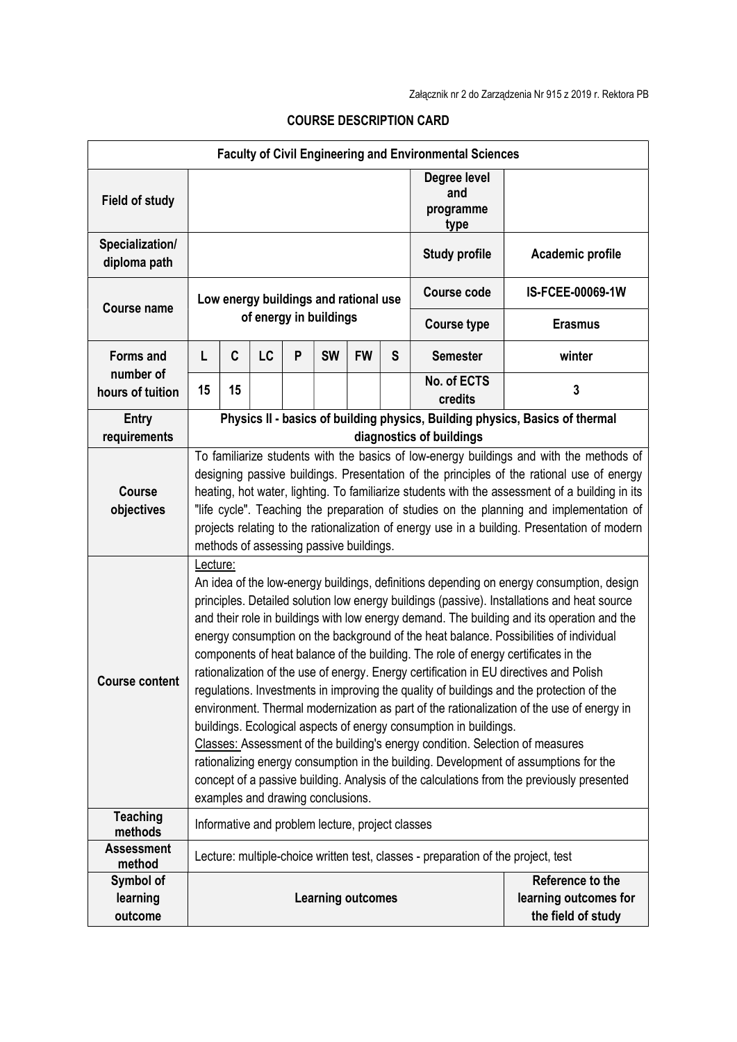Załącznik nr 2 do Zarządzenia Nr 915 z 2019 r. Rektora PB

# COURSE DESCRIPTION CARD

| **Faculty of Civil Engineering and Environmental Sciences** | | | | | | | | | |
|---|---|---|---|---|---|---|---|---|---|
| **Field of study** | | | | | | | | **Degree level and programme type** | |
| **Specialization/ diploma path** | | | | | | | | **Study profile** | **Academic profile** |
| **Course name** | **Low energy buildings and rational use of energy in buildings** | | | | | | | **Course code** | **IS-FCEE-00069-1W** |
| | | | | | | | | **Course type** | **Erasmus** |
| **Forms and number of hours of tuition** | **L** | **C** | **LC** | **P** | **SW** | **FW** | **S** | **Semester** | **winter** |
| | **15** | **15** | | | | | | **No. of ECTS credits** | **3** |
| **Entry requirements** | **Physics II - basics of building physics, Building physics, Basics of thermal diagnostics of buildings** | | | | | | | | |
| **Course objectives** | To familiarize students with the basics of low-energy buildings and with the methods of designing passive buildings. Presentation of the principles of the rational use of energy heating, hot water, lighting. To familiarize students with the assessment of a building in its "life cycle". Teaching the preparation of studies on the planning and implementation of projects relating to the rationalization of energy use in a building. Presentation of modern methods of assessing passive buildings. | | | | | | | | |
| **Course content** | Lecture: An idea of the low-energy buildings, definitions depending on energy consumption, design principles. Detailed solution low energy buildings (passive). Installations and heat source and their role in buildings with low energy demand. The building and its operation and the energy consumption on the background of the heat balance. Possibilities of individual components of heat balance of the building. The role of energy certificates in the rationalization of the use of energy. Energy certification in EU directives and Polish regulations. Investments in improving the quality of buildings and the protection of the environment. Thermal modernization as part of the rationalization of the use of energy in buildings. Ecological aspects of energy consumption in buildings. Classes: Assessment of the building's energy condition. Selection of measures rationalizing energy consumption in the building. Development of assumptions for the concept of a passive building. Analysis of the calculations from the previously presented examples and drawing conclusions. | | | | | | | | |
| **Teaching methods** | Informative and problem lecture, project classes | | | | | | | | |
| **Assessment method** | Lecture: multiple-choice written test, classes - preparation of the project, test | | | | | | | | |
| **Symbol of learning outcome** | **Learning outcomes** | | | | | | | | **Reference to the learning outcomes for the field of study** |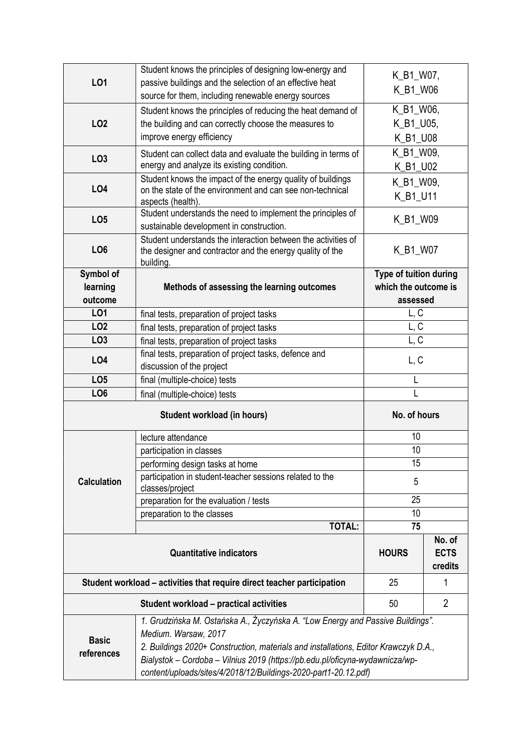| | | |
|---|---|---|
| **LO1** | Student knows the principles of designing low-energy and passive buildings and the selection of an effective heat source for them, including renewable energy sources | K_B1_W07, K_B1_W06 |
| **LO2** | Student knows the principles of reducing the heat demand of the building and can correctly choose the measures to improve energy efficiency | K_B1_W06, K_B1_U05, K_B1_U08 |
| **LO3** | Student can collect data and evaluate the building in terms of energy and analyze its existing condition. | K_B1_W09, K_B1_U02 |
| **LO4** | Student knows the impact of the energy quality of buildings on the state of the environment and can see non-technical aspects (health). | K_B1_W09, K_B1_U11 |
| **LO5** | Student understands the need to implement the principles of sustainable development in construction. | K_B1_W09 |
| **LO6** | Student understands the interaction between the activities of the designer and contractor and the energy quality of the building. | K_B1_W07 |

| **Symbol of learning outcome** | **Methods of assessing the learning outcomes** | **Type of tuition during which the outcome is assessed** |
|---|---|---|
| **LO1** | final tests, preparation of project tasks | L, C |
| **LO2** | final tests, preparation of project tasks | L, C |
| **LO3** | final tests, preparation of project tasks | L, C |
| **LO4** | final tests, preparation of project tasks, defence and discussion of the project | L, C |
| **LO5** | final (multiple-choice) tests | L |
| **LO6** | final (multiple-choice) tests | L |

| **Student workload (in hours)** | | **No. of hours** |
|---|---|---|
| **Calculation** | lecture attendance | 10 |
| | participation in classes | 10 |
| | performing design tasks at home | 15 |
| | participation in student-teacher sessions related to the classes/project | 5 |
| | preparation for the evaluation / tests | 25 |
| | preparation to the classes | 10 |
| | **TOTAL:** | **75** |

| **Quantitative indicators** | **HOURS** | **No. of ECTS credits** |
|---|---|---|
| **Student workload – activities that require direct teacher participation** | 25 | 1 |
| **Student workload – practical activities** | 50 | 2 |

| | |
|---|---|
| **Basic references** | *1. Grudzińska M. Ostańska A., Życzyńska A. "Low Energy and Passive Buildings". Medium. Warsaw, 2017*<br>*2. Buildings 2020+ Construction, materials and installations, Editor Krawczyk D.A., Bialystok – Cordoba – Vilnius 2019 (https://pb.edu.pl/oficyna-wydawnicza/wp-content/uploads/sites/4/2018/12/Buildings-2020-part1-20.12.pdf)* |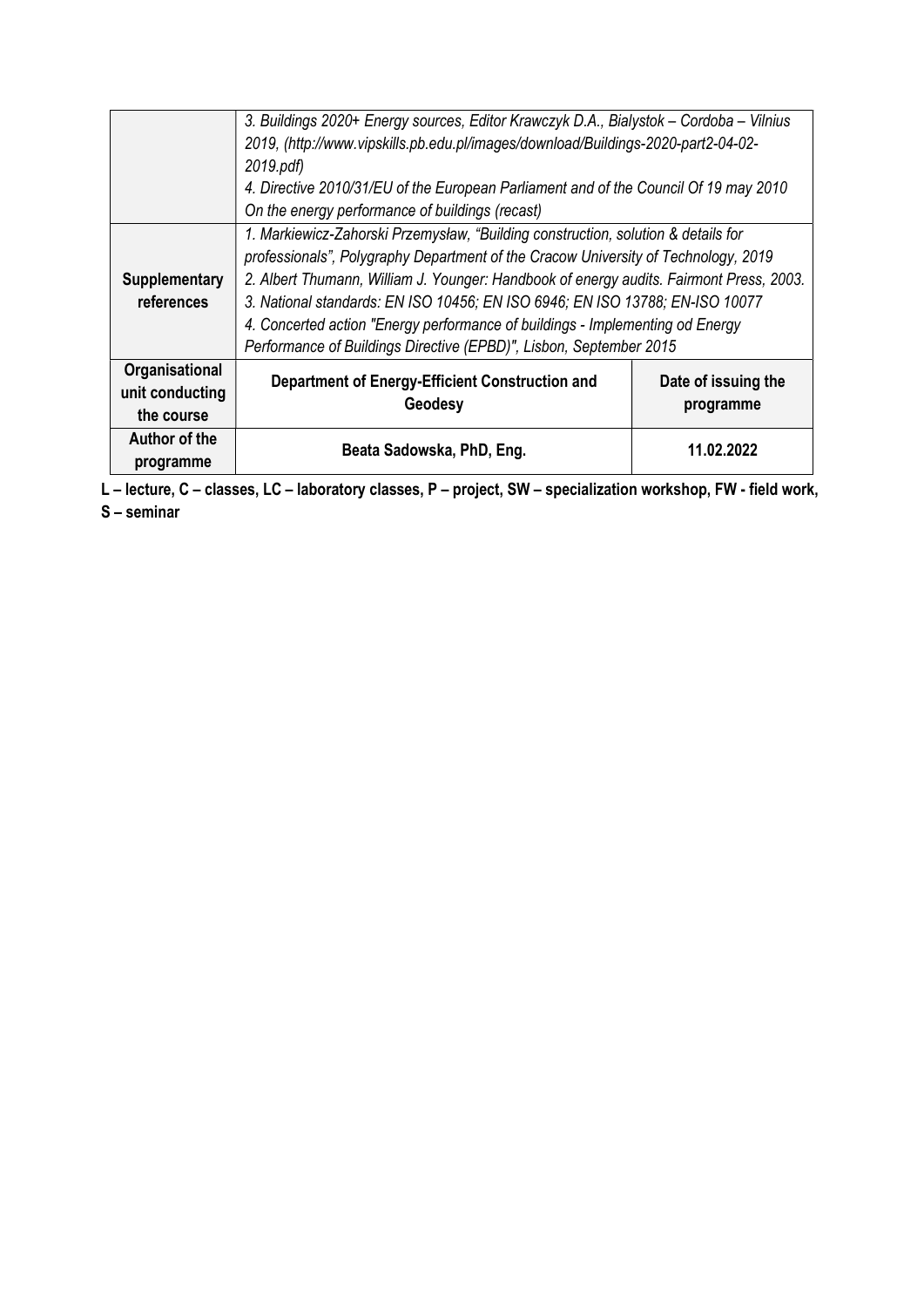| | | |
|---|---|---|
| | *3. Buildings 2020+ Energy sources, Editor Krawczyk D.A., Bialystok – Cordoba – Vilnius 2019, (http://www.vipskills.pb.edu.pl/images/download/Buildings-2020-part2-04-02-2019.pdf)*<br>*4. Directive 2010/31/EU of the European Parliament and of the Council Of 19 may 2010 On the energy performance of buildings (recast)* | |
| **Supplementary references** | *1. Markiewicz-Zahorski Przemysław, "Building construction, solution & details for professionals", Polygraphy Department of the Cracow University of Technology, 2019*<br>*2. Albert Thumann, William J. Younger: Handbook of energy audits. Fairmont Press, 2003.*<br>*3. National standards: EN ISO 10456; EN ISO 6946; EN ISO 13788; EN-ISO 10077*<br>*4. Concerted action "Energy performance of buildings - Implementing od Energy Performance of Buildings Directive (EPBD)", Lisbon, September 2015* | |
| **Organisational unit conducting the course** | **Department of Energy-Efficient Construction and Geodesy** | **Date of issuing the programme** |
| **Author of the programme** | **Beata Sadowska, PhD, Eng.** | **11.02.2022** |

**L – lecture, C – classes, LC – laboratory classes, P – project, SW – specialization workshop, FW - field work, S – seminar**